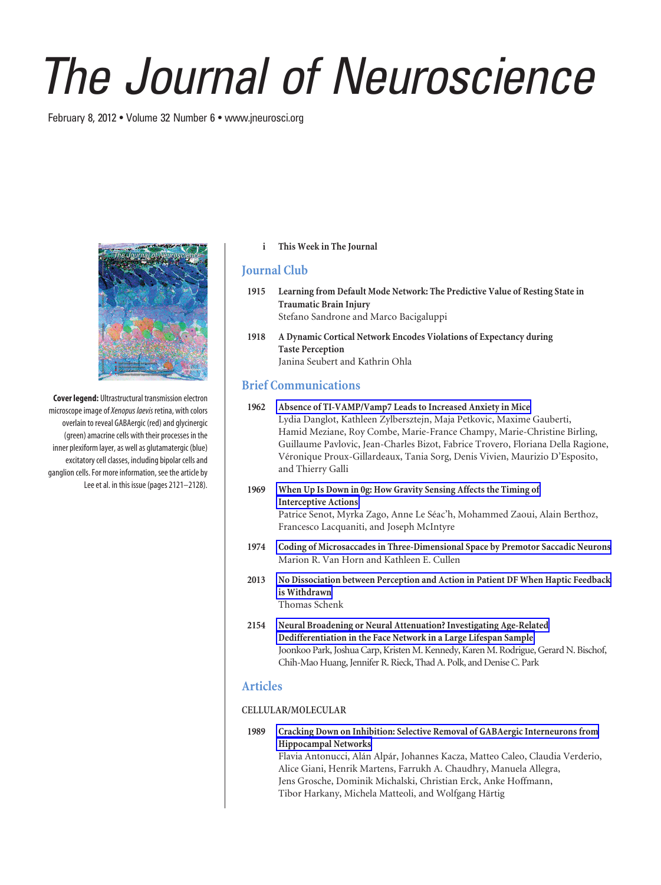# The Journal of Neuroscience

February 8, 2012 • Volume 32 Number 6 • www.jneurosci.org

**Cover legend:** Ultrastructural transmission electron microscope image of *Xenopus laevis* retina, with colors overlain to reveal GABAergic (red) and glycinergic (green) amacrine cells with their processes in the inner plexiform layer, as well as glutamatergic (blue) excitatory cell classes, including bipolar cells and ganglion cells. For more information, see the article by Lee et al. in this issue (pages 2121–2128).

i **This Week in The Journal**

## Journal Club

1915 **Learning from Default Mode Network: The Predictive Value of Resting State in Traumatic Brain Injury**
Stefano Sandrone and Marco Bacigaluppi

1918 **A Dynamic Cortical Network Encodes Violations of Expectancy during Taste Perception**
Janina Seubert and Kathrin Ohla

## Brief Communications

1962 **Absence of TI-VAMP/Vamp7 Leads to Increased Anxiety in Mice**
Lydia Danglot, Kathleen Zylbersztejn, Maja Petkovic, Maxime Gauberti, Hamid Meziane, Roy Combe, Marie-France Champy, Marie-Christine Birling, Guillaume Pavlovic, Jean-Charles Bizot, Fabrice Trovero, Floriana Della Ragione, Véronique Proux-Gillardeaux, Tania Sorg, Denis Vivien, Maurizio D'Esposito, and Thierry Galli

1969 **When Up Is Down in 0g: How Gravity Sensing Affects the Timing of Interceptive Actions**
Patrice Senot, Myrka Zago, Anne Le Séac'h, Mohammed Zaoui, Alain Berthoz, Francesco Lacquaniti, and Joseph McIntyre

1974 **Coding of Microsaccades in Three-Dimensional Space by Premotor Saccadic Neurons**
Marion R. Van Horn and Kathleen E. Cullen

2013 **No Dissociation between Perception and Action in Patient DF When Haptic Feedback is Withdrawn**
Thomas Schenk

2154 **Neural Broadening or Neural Attenuation? Investigating Age-Related Dedifferentiation in the Face Network in a Large Lifespan Sample**
Joonkoo Park, Joshua Carp, Kristen M. Kennedy, Karen M. Rodrigue, Gerard N. Bischof, Chih-Mao Huang, Jennifer R. Rieck, Thad A. Polk, and Denise C. Park

## Articles

### CELLULAR/MOLECULAR

1989 **Cracking Down on Inhibition: Selective Removal of GABAergic Interneurons from Hippocampal Networks**
Flavia Antonucci, Alán Alpár, Johannes Kacza, Matteo Caleo, Claudia Verderio, Alice Giani, Henrik Martens, Farrukh A. Chaudhry, Manuela Allegra, Jens Grosche, Dominik Michalski, Christian Erck, Anke Hoffmann, Tibor Harkany, Michela Matteoli, and Wolfgang Härtig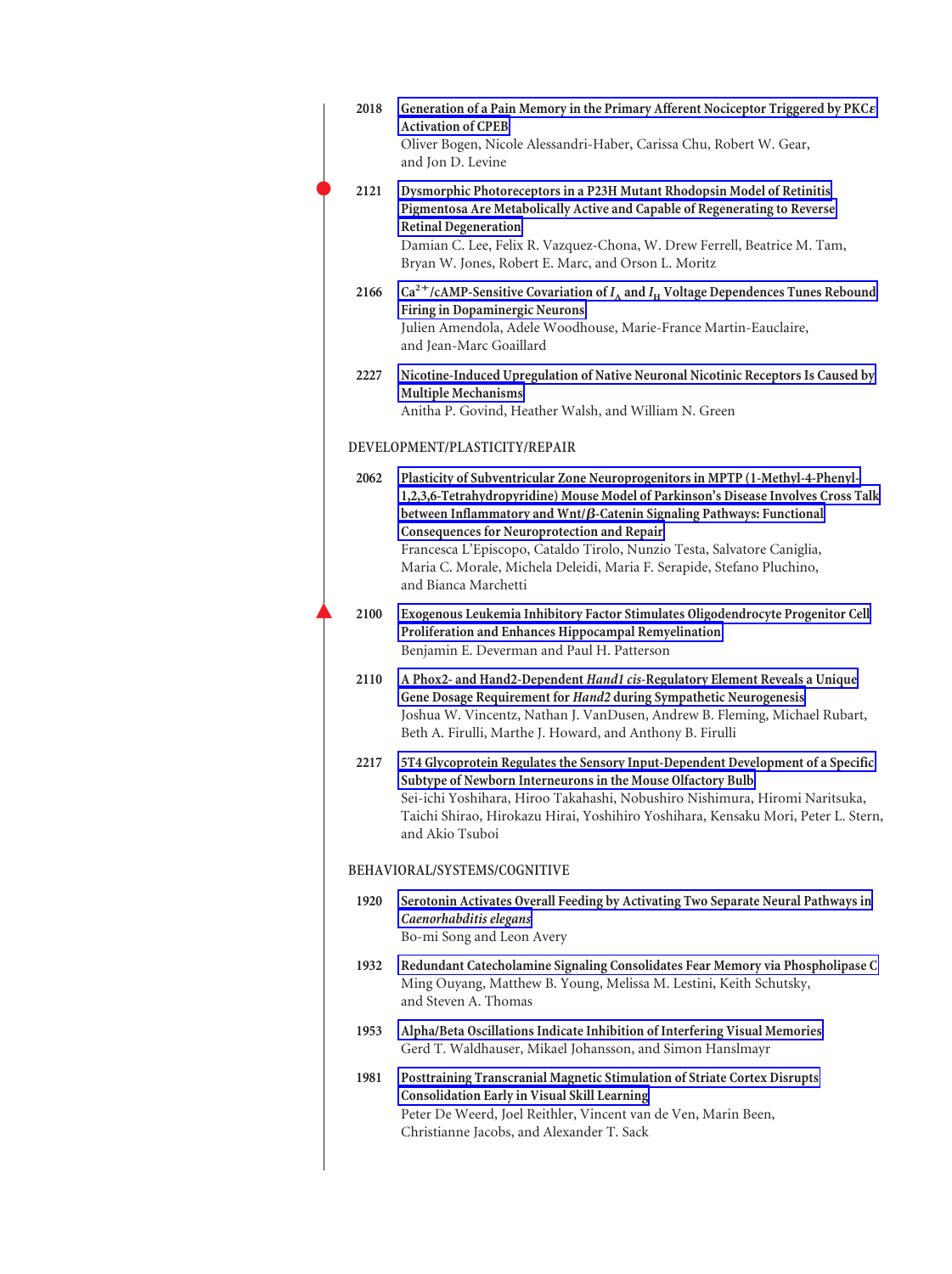2018 **Generation of a Pain Memory in the Primary Afferent Nociceptor Triggered by PKCε Activation of CPEB**
Oliver Bogen, Nicole Alessandri-Haber, Carissa Chu, Robert W. Gear, and Jon D. Levine

2121 **Dysmorphic Photoreceptors in a P23H Mutant Rhodopsin Model of Retinitis Pigmentosa Are Metabolically Active and Capable of Regenerating to Reverse Retinal Degeneration**
Damian C. Lee, Felix R. Vazquez-Chona, W. Drew Ferrell, Beatrice M. Tam, Bryan W. Jones, Robert E. Marc, and Orson L. Moritz

2166 **$Ca^{2+}$/cAMP-Sensitive Covariation of $I_A$ and $I_H$ Voltage Dependences Tunes Rebound Firing in Dopaminergic Neurons**
Julien Amendola, Adele Woodhouse, Marie-France Martin-Eauclaire, and Jean-Marc Goaillard

2227 **Nicotine-Induced Upregulation of Native Neuronal Nicotinic Receptors Is Caused by Multiple Mechanisms**
Anitha P. Govind, Heather Walsh, and William N. Green

## DEVELOPMENT/PLASTICITY/REPAIR

2062 **Plasticity of Subventricular Zone Neuroprogenitors in MPTP (1-Methyl-4-Phenyl-1,2,3,6-Tetrahydropyridine) Mouse Model of Parkinson's Disease Involves Cross Talk between Inflammatory and Wnt/β-Catenin Signaling Pathways: Functional Consequences for Neuroprotection and Repair**
Francesca L'Episcopo, Cataldo Tirolo, Nunzio Testa, Salvatore Caniglia, Maria C. Morale, Michela Deleidi, Maria F. Serapide, Stefano Pluchino, and Bianca Marchetti

2100 **Exogenous Leukemia Inhibitory Factor Stimulates Oligodendrocyte Progenitor Cell Proliferation and Enhances Hippocampal Remyelination**
Benjamin E. Deverman and Paul H. Patterson

2110 **A Phox2- and Hand2-Dependent *Hand1 cis*-Regulatory Element Reveals a Unique Gene Dosage Requirement for *Hand2* during Sympathetic Neurogenesis**
Joshua W. Vincentz, Nathan J. VanDusen, Andrew B. Fleming, Michael Rubart, Beth A. Firulli, Marthe J. Howard, and Anthony B. Firulli

2217 **5T4 Glycoprotein Regulates the Sensory Input-Dependent Development of a Specific Subtype of Newborn Interneurons in the Mouse Olfactory Bulb**
Sei-ichi Yoshihara, Hiroo Takahashi, Nobushiro Nishimura, Hiromi Naritsuka, Taichi Shirao, Hirokazu Hirai, Yoshihiro Yoshihara, Kensaku Mori, Peter L. Stern, and Akio Tsuboi

## BEHAVIORAL/SYSTEMS/COGNITIVE

1920 **Serotonin Activates Overall Feeding by Activating Two Separate Neural Pathways in *Caenorhabditis elegans***
Bo-mi Song and Leon Avery

1932 **Redundant Catecholamine Signaling Consolidates Fear Memory via Phospholipase C**
Ming Ouyang, Matthew B. Young, Melissa M. Lestini, Keith Schutsky, and Steven A. Thomas

1953 **Alpha/Beta Oscillations Indicate Inhibition of Interfering Visual Memories**
Gerd T. Waldhauser, Mikael Johansson, and Simon Hanslmayr

1981 **Posttraining Transcranial Magnetic Stimulation of Striate Cortex Disrupts Consolidation Early in Visual Skill Learning**
Peter De Weerd, Joel Reithler, Vincent van de Ven, Marin Been, Christianne Jacobs, and Alexander T. Sack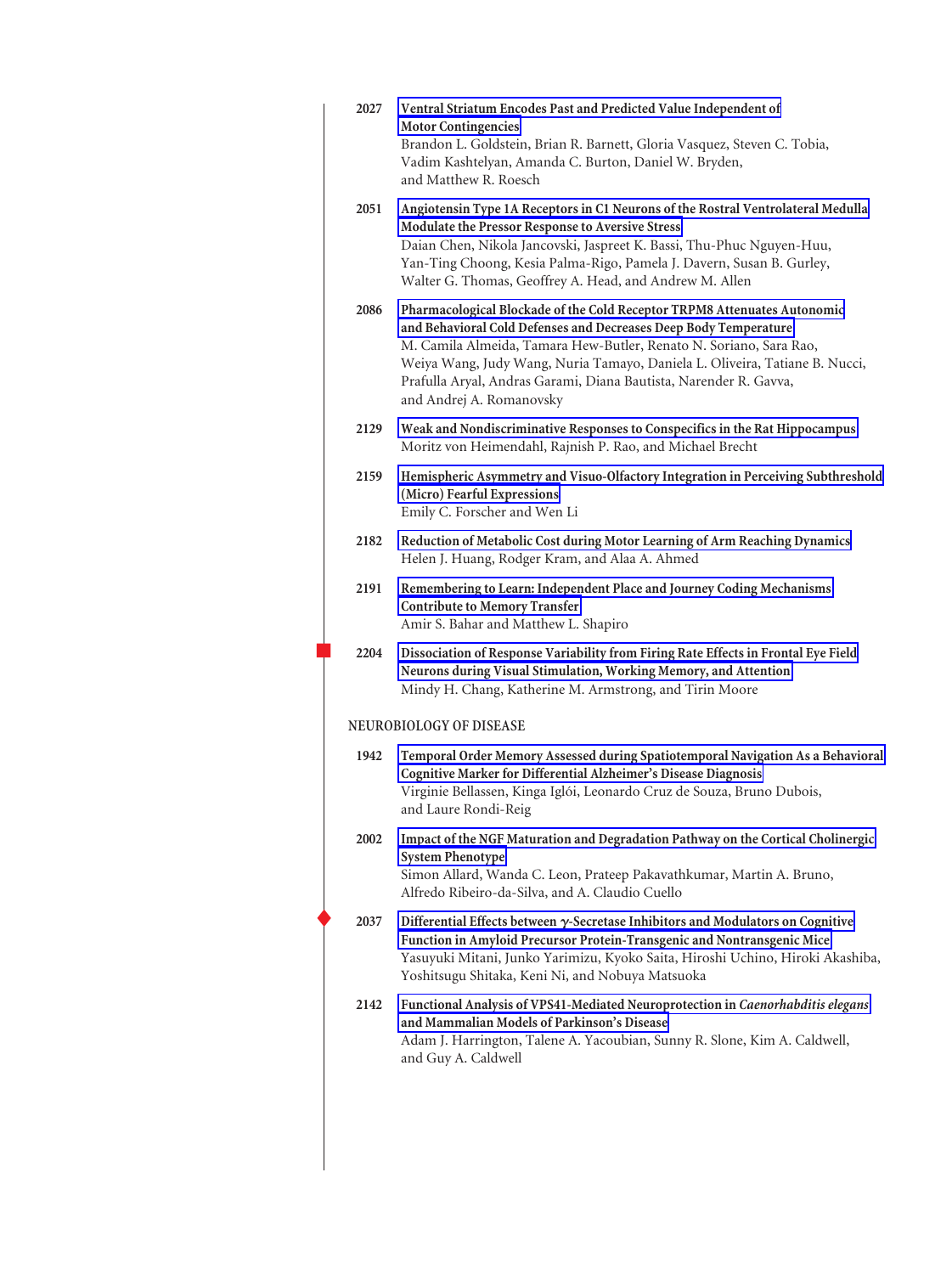2027 **Ventral Striatum Encodes Past and Predicted Value Independent of Motor Contingencies**
Brandon L. Goldstein, Brian R. Barnett, Gloria Vasquez, Steven C. Tobia, Vadim Kashtelyan, Amanda C. Burton, Daniel W. Bryden, and Matthew R. Roesch

2051 **Angiotensin Type 1A Receptors in C1 Neurons of the Rostral Ventrolateral Medulla Modulate the Pressor Response to Aversive Stress**
Daian Chen, Nikola Jancovski, Jaspreet K. Bassi, Thu-Phuc Nguyen-Huu, Yan-Ting Choong, Kesia Palma-Rigo, Pamela J. Davern, Susan B. Gurley, Walter G. Thomas, Geoffrey A. Head, and Andrew M. Allen

2086 **Pharmacological Blockade of the Cold Receptor TRPM8 Attenuates Autonomic and Behavioral Cold Defenses and Decreases Deep Body Temperature**
M. Camila Almeida, Tamara Hew-Butler, Renato N. Soriano, Sara Rao, Weiya Wang, Judy Wang, Nuria Tamayo, Daniela L. Oliveira, Tatiane B. Nucci, Prafulla Aryal, Andras Garami, Diana Bautista, Narender R. Gavva, and Andrej A. Romanovsky

2129 **Weak and Nondiscriminative Responses to Conspecifics in the Rat Hippocampus**
Moritz von Heimendahl, Rajnish P. Rao, and Michael Brecht

2159 **Hemispheric Asymmetry and Visuo-Olfactory Integration in Perceiving Subthreshold (Micro) Fearful Expressions**
Emily C. Forscher and Wen Li

2182 **Reduction of Metabolic Cost during Motor Learning of Arm Reaching Dynamics**
Helen J. Huang, Rodger Kram, and Alaa A. Ahmed

2191 **Remembering to Learn: Independent Place and Journey Coding Mechanisms Contribute to Memory Transfer**
Amir S. Bahar and Matthew L. Shapiro

2204 **Dissociation of Response Variability from Firing Rate Effects in Frontal Eye Field Neurons during Visual Stimulation, Working Memory, and Attention**
Mindy H. Chang, Katherine M. Armstrong, and Tirin Moore

## NEUROBIOLOGY OF DISEASE

1942 **Temporal Order Memory Assessed during Spatiotemporal Navigation As a Behavioral Cognitive Marker for Differential Alzheimer's Disease Diagnosis**
Virginie Bellassen, Kinga Iglói, Leonardo Cruz de Souza, Bruno Dubois, and Laure Rondi-Reig

2002 **Impact of the NGF Maturation and Degradation Pathway on the Cortical Cholinergic System Phenotype**
Simon Allard, Wanda C. Leon, Prateep Pakavathkumar, Martin A. Bruno, Alfredo Ribeiro-da-Silva, and A. Claudio Cuello

2037 **Differential Effects between $\gamma$-Secretase Inhibitors and Modulators on Cognitive Function in Amyloid Precursor Protein-Transgenic and Nontransgenic Mice**
Yasuyuki Mitani, Junko Yarimizu, Kyoko Saita, Hiroshi Uchino, Hiroki Akashiba, Yoshitsugu Shitaka, Keni Ni, and Nobuya Matsuoka

2142 **Functional Analysis of VPS41-Mediated Neuroprotection in *Caenorhabditis elegans* and Mammalian Models of Parkinson's Disease**
Adam J. Harrington, Talene A. Yacoubian, Sunny R. Slone, Kim A. Caldwell, and Guy A. Caldwell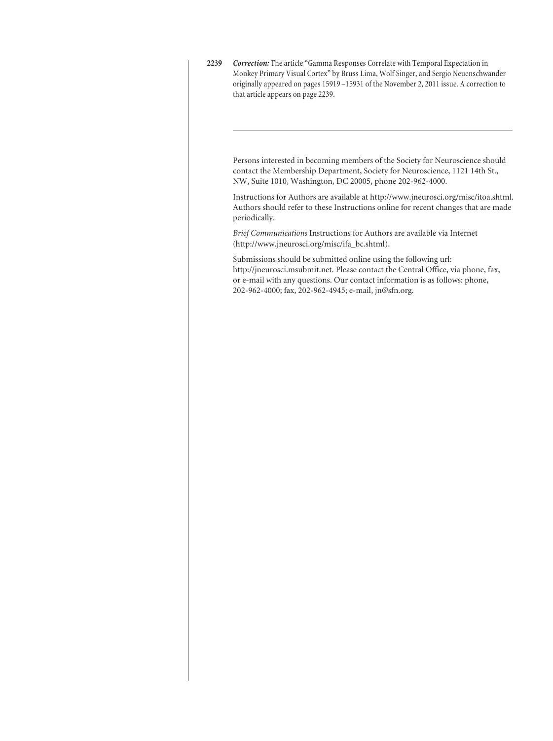**2239** ***Correction:*** The article "Gamma Responses Correlate with Temporal Expectation in Monkey Primary Visual Cortex" by Bruss Lima, Wolf Singer, and Sergio Neuenschwander originally appeared on pages 15919–15931 of the November 2, 2011 issue. A correction to that article appears on page 2239.

---

Persons interested in becoming members of the Society for Neuroscience should contact the Membership Department, Society for Neuroscience, 1121 14th St., NW, Suite 1010, Washington, DC 20005, phone 202-962-4000.

Instructions for Authors are available at http://www.jneurosci.org/misc/itoa.shtml. Authors should refer to these Instructions online for recent changes that are made periodically.

*Brief Communications* Instructions for Authors are available via Internet (http://www.jneurosci.org/misc/ifa_bc.shtml).

Submissions should be submitted online using the following url: http://jneurosci.msubmit.net. Please contact the Central Office, via phone, fax, or e-mail with any questions. Our contact information is as follows: phone, 202-962-4000; fax, 202-962-4945; e-mail, jn@sfn.org.